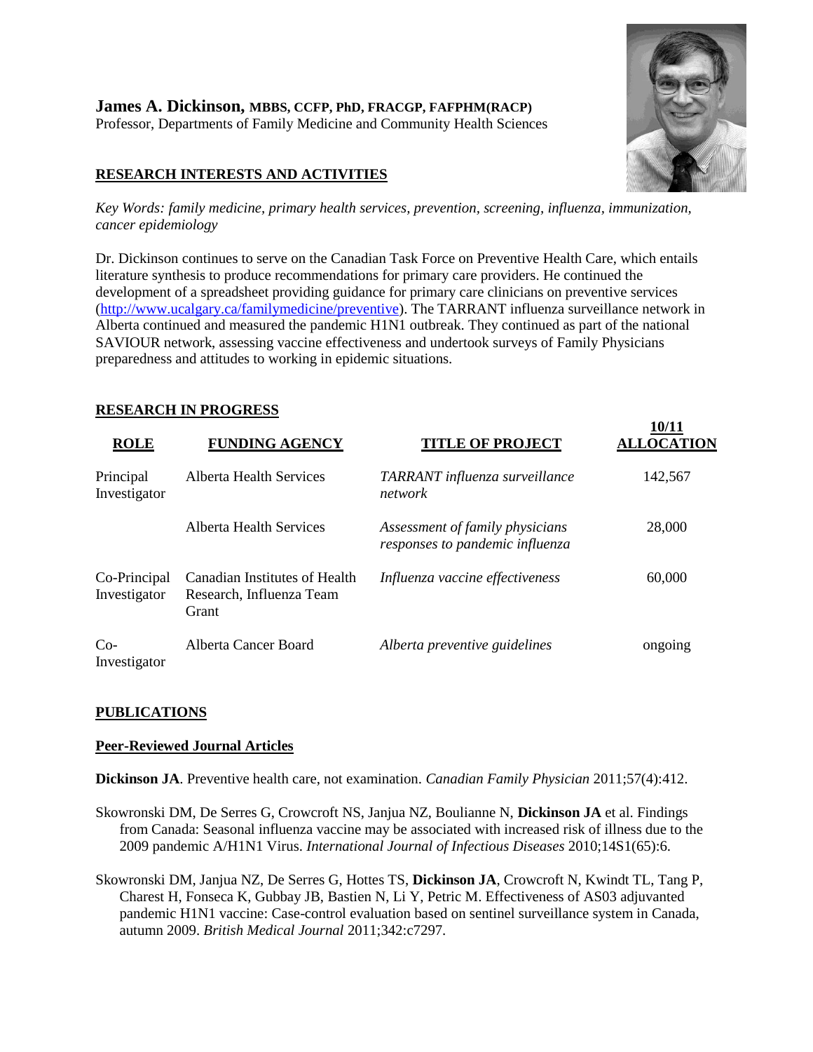**James A. Dickinson, MBBS, CCFP, PhD, FRACGP, FAFPHM(RACP)**
Professor, Departments of Family Medicine and Community Health Sciences

## RESEARCH INTERESTS AND ACTIVITIES

*Key Words: family medicine, primary health services, prevention, screening, influenza, immunization, cancer epidemiology*

Dr. Dickinson continues to serve on the Canadian Task Force on Preventive Health Care, which entails literature synthesis to produce recommendations for primary care providers. He continued the development of a spreadsheet providing guidance for primary care clinicians on preventive services (http://www.ucalgary.ca/familymedicine/preventive). The TARRANT influenza surveillance network in Alberta continued and measured the pandemic H1N1 outbreak. They continued as part of the national SAVIOUR network, assessing vaccine effectiveness and undertook surveys of Family Physicians preparedness and attitudes to working in epidemic situations.

## RESEARCH IN PROGRESS

| ROLE | FUNDING AGENCY | TITLE OF PROJECT | 10/11 ALLOCATION |
|---|---|---|---|
| Principal Investigator | Alberta Health Services | *TARRANT influenza surveillance network* | 142,567 |
| | Alberta Health Services | *Assessment of family physicians responses to pandemic influenza* | 28,000 |
| Co-Principal Investigator | Canadian Institutes of Health Research, Influenza Team Grant | *Influenza vaccine effectiveness* | 60,000 |
| Co-Investigator | Alberta Cancer Board | *Alberta preventive guidelines* | ongoing |

## PUBLICATIONS

### Peer-Reviewed Journal Articles

**Dickinson JA**. Preventive health care, not examination. *Canadian Family Physician* 2011;57(4):412.

Skowronski DM, De Serres G, Crowcroft NS, Janjua NZ, Boulianne N, **Dickinson JA** et al. Findings from Canada: Seasonal influenza vaccine may be associated with increased risk of illness due to the 2009 pandemic A/H1N1 Virus. *International Journal of Infectious Diseases* 2010;14S1(65):6.

Skowronski DM, Janjua NZ, De Serres G, Hottes TS, **Dickinson JA**, Crowcroft N, Kwindt TL, Tang P, Charest H, Fonseca K, Gubbay JB, Bastien N, Li Y, Petric M. Effectiveness of AS03 adjuvanted pandemic H1N1 vaccine: Case-control evaluation based on sentinel surveillance system in Canada, autumn 2009. *British Medical Journal* 2011;342:c7297.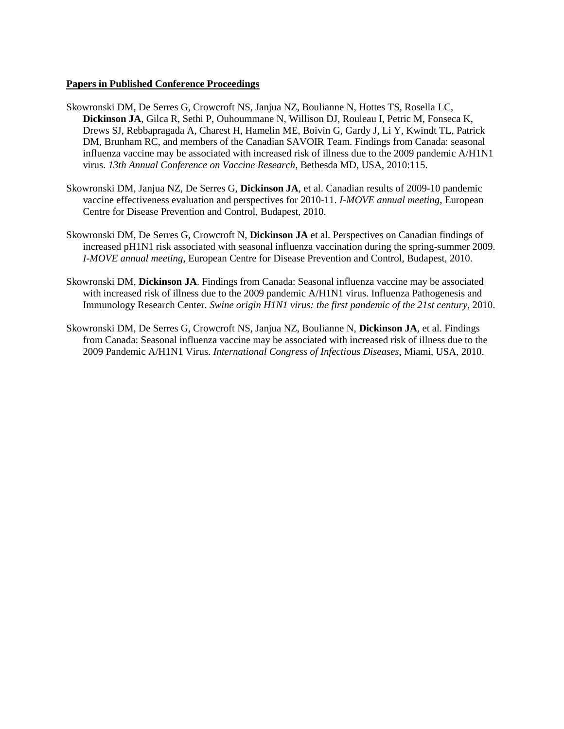**Papers in Published Conference Proceedings**

Skowronski DM, De Serres G, Crowcroft NS, Janjua NZ, Boulianne N, Hottes TS, Rosella LC, **Dickinson JA**, Gilca R, Sethi P, Ouhoummane N, Willison DJ, Rouleau I, Petric M, Fonseca K, Drews SJ, Rebbapragada A, Charest H, Hamelin ME, Boivin G, Gardy J, Li Y, Kwindt TL, Patrick DM, Brunham RC, and members of the Canadian SAVOIR Team. Findings from Canada: seasonal influenza vaccine may be associated with increased risk of illness due to the 2009 pandemic A/H1N1 virus. *13th Annual Conference on Vaccine Research*, Bethesda MD, USA, 2010:115.

Skowronski DM, Janjua NZ, De Serres G, **Dickinson JA**, et al. Canadian results of 2009-10 pandemic vaccine effectiveness evaluation and perspectives for 2010-11. *I-MOVE annual meeting*, European Centre for Disease Prevention and Control, Budapest, 2010.

Skowronski DM, De Serres G, Crowcroft N, **Dickinson JA** et al. Perspectives on Canadian findings of increased pH1N1 risk associated with seasonal influenza vaccination during the spring-summer 2009. *I-MOVE annual meeting*, European Centre for Disease Prevention and Control, Budapest, 2010.

Skowronski DM, **Dickinson JA**. Findings from Canada: Seasonal influenza vaccine may be associated with increased risk of illness due to the 2009 pandemic A/H1N1 virus. Influenza Pathogenesis and Immunology Research Center. *Swine origin H1N1 virus: the first pandemic of the 21st century*, 2010.

Skowronski DM, De Serres G, Crowcroft NS, Janjua NZ, Boulianne N, **Dickinson JA**, et al. Findings from Canada: Seasonal influenza vaccine may be associated with increased risk of illness due to the 2009 Pandemic A/H1N1 Virus. *International Congress of Infectious Diseases*, Miami, USA, 2010.